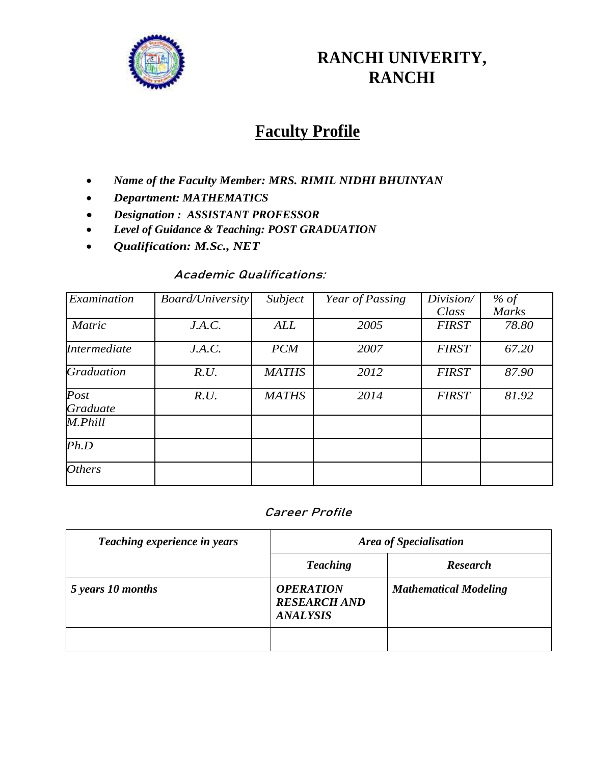# RANCHI UNIVERITY, RANCHI

## Faculty Profile

- ***Name of the Faculty Member: MRS. RIMIL NIDHI BHUINYAN***
- ***Department: MATHEMATICS***
- ***Designation : ASSISTANT PROFESSOR***
- ***Level of Guidance & Teaching: POST GRADUATION***
- ***Qualification: M.Sc., NET***

### *Academic Qualifications:*

| *Examination* | *Board/University* | *Subject* | *Year of Passing* | *Division/ Class* | *% of Marks* |
|---|---|---|---|---|---|
| *Matric* | *J.A.C.* | *ALL* | *2005* | *FIRST* | *78.80* |
| *Intermediate* | *J.A.C.* | *PCM* | *2007* | *FIRST* | *67.20* |
| *Graduation* | *R.U.* | *MATHS* | *2012* | *FIRST* | *87.90* |
| *Post Graduate* | *R.U.* | *MATHS* | *2014* | *FIRST* | *81.92* |
| *M.Phill* | | | | | |
| *Ph.D* | | | | | |
| *Others* | | | | | |

### *Career Profile*

| ***Teaching experience in years*** | ***Area of Specialisation*** | |
|---|---|---|
| | ***Teaching*** | ***Research*** |
| ***5 years 10 months*** | ***OPERATION RESEARCH AND ANALYSIS*** | ***Mathematical Modeling*** |
| | | |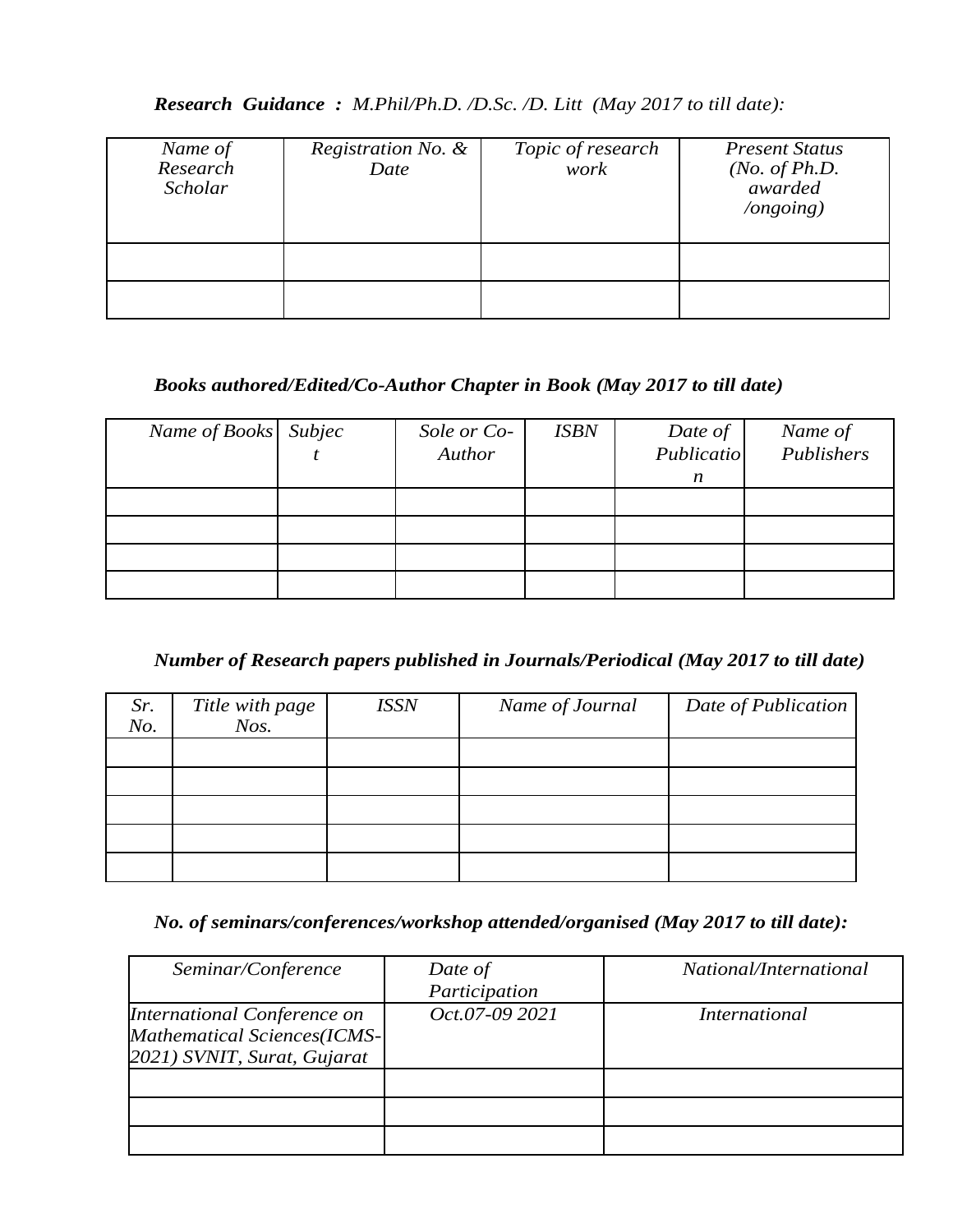***Research Guidance :*** *M.Phil/Ph.D. /D.Sc. /D. Litt (May 2017 to till date):*

| *Name of Research Scholar* | *Registration No. & Date* | *Topic of research work* | *Present Status (No. of Ph.D. awarded /ongoing)* |
|---|---|---|---|
| | | | |
| | | | |

***Books authored/Edited/Co-Author Chapter in Book (May 2017 to till date)***

| *Name of Books* | *Subject* | *Sole or Co-Author* | *ISBN* | *Date of Publication* | *Name of Publishers* |
|---|---|---|---|---|---|
| | | | | | |
| | | | | | |
| | | | | | |
| | | | | | |

***Number of Research papers published in Journals/Periodical (May 2017 to till date)***

| *Sr. No.* | *Title with page Nos.* | *ISSN* | *Name of Journal* | *Date of Publication* |
|---|---|---|---|---|
| | | | | |
| | | | | |
| | | | | |
| | | | | |
| | | | | |

***No. of seminars/conferences/workshop attended/organised (May 2017 to till date):***

| *Seminar/Conference* | *Date of Participation* | *National/International* |
|---|---|---|
| *International Conference on Mathematical Sciences(ICMS-2021) SVNIT, Surat, Gujarat* | *Oct.07-09 2021* | *International* |
| | | |
| | | |
| | | |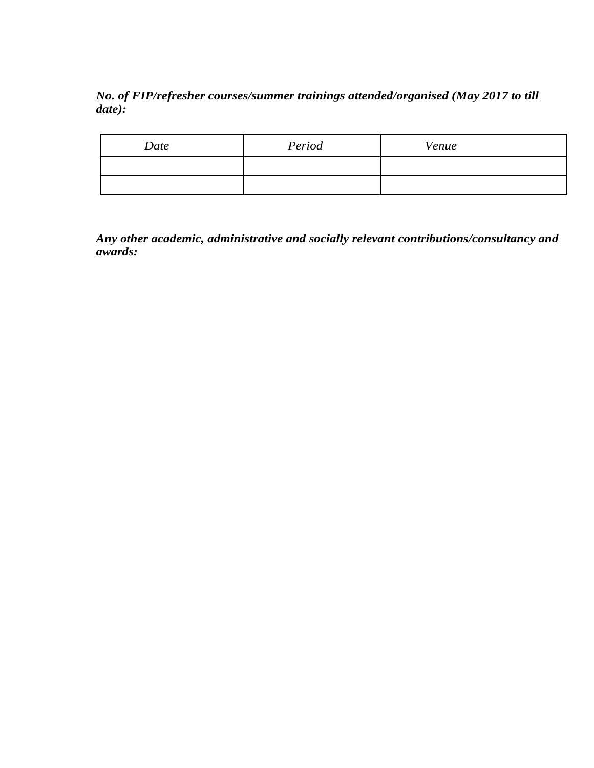***No. of FIP/refresher courses/summer trainings attended/organised (May 2017 to till date):***

| *Date* | *Period* | *Venue* |
|---|---|---|
| | | |
| | | |

***Any other academic, administrative and socially relevant contributions/consultancy and awards:***